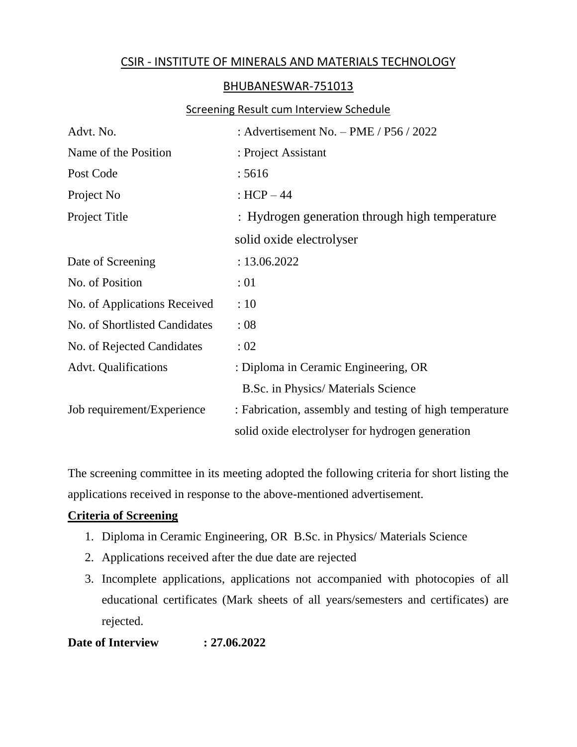# CSIR - INSTITUTE OF MINERALS AND MATERIALS TECHNOLOGY

## BHUBANESWAR-751013

### Screening Result cum Interview Schedule

| | |
|---|---|
| Advt. No. | : Advertisement No. – PME / P56 / 2022 |
| Name of the Position | : Project Assistant |
| Post Code | : 5616 |
| Project No | : HCP – 44 |
| Project Title | : Hydrogen generation through high temperature solid oxide electrolyser |
| Date of Screening | : 13.06.2022 |
| No. of Position | : 01 |
| No. of Applications Received | : 10 |
| No. of Shortlisted Candidates | : 08 |
| No. of Rejected Candidates | : 02 |
| Advt. Qualifications | : Diploma in Ceramic Engineering, OR B.Sc. in Physics/ Materials Science |
| Job requirement/Experience | : Fabrication, assembly and testing of high temperature solid oxide electrolyser for hydrogen generation |

The screening committee in its meeting adopted the following criteria for short listing the applications received in response to the above-mentioned advertisement.

**Criteria of Screening**

1. Diploma in Ceramic Engineering, OR B.Sc. in Physics/ Materials Science
2. Applications received after the due date are rejected
3. Incomplete applications, applications not accompanied with photocopies of all educational certificates (Mark sheets of all years/semesters and certificates) are rejected.

**Date of Interview : 27.06.2022**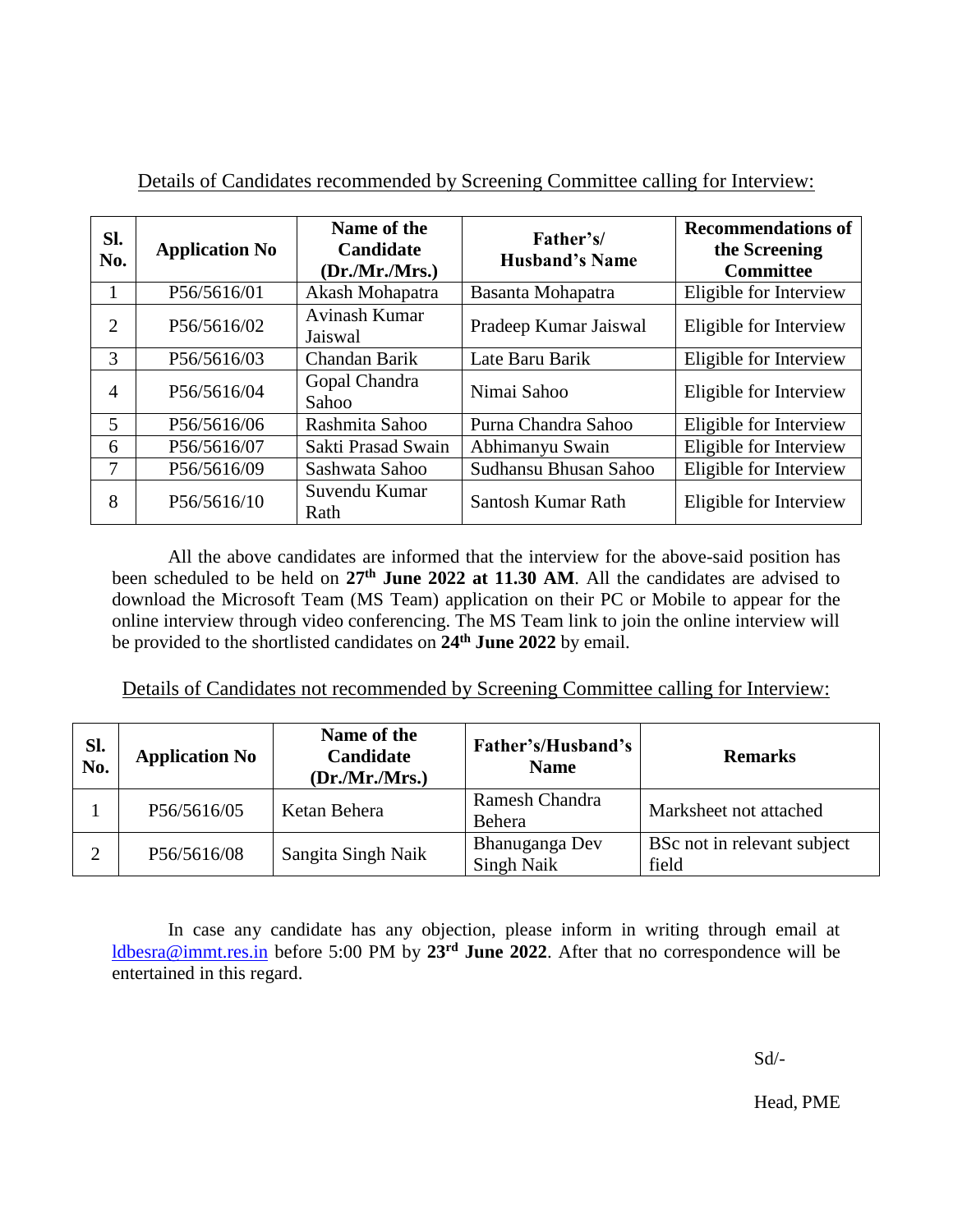Details of Candidates recommended by Screening Committee calling for Interview:

| Sl. No. | Application No | Name of the Candidate (Dr./Mr./Mrs.) | Father's/ Husband's Name | Recommendations of the Screening Committee |
|---|---|---|---|---|
| 1 | P56/5616/01 | Akash Mohapatra | Basanta Mohapatra | Eligible for Interview |
| 2 | P56/5616/02 | Avinash Kumar Jaiswal | Pradeep Kumar Jaiswal | Eligible for Interview |
| 3 | P56/5616/03 | Chandan Barik | Late Baru Barik | Eligible for Interview |
| 4 | P56/5616/04 | Gopal Chandra Sahoo | Nimai Sahoo | Eligible for Interview |
| 5 | P56/5616/06 | Rashmita Sahoo | Purna Chandra Sahoo | Eligible for Interview |
| 6 | P56/5616/07 | Sakti Prasad Swain | Abhimanyu Swain | Eligible for Interview |
| 7 | P56/5616/09 | Sashwata Sahoo | Sudhansu Bhusan Sahoo | Eligible for Interview |
| 8 | P56/5616/10 | Suvendu Kumar Rath | Santosh Kumar Rath | Eligible for Interview |

All the above candidates are informed that the interview for the above-said position has been scheduled to be held on **27th June 2022 at 11.30 AM**. All the candidates are advised to download the Microsoft Team (MS Team) application on their PC or Mobile to appear for the online interview through video conferencing. The MS Team link to join the online interview will be provided to the shortlisted candidates on **24th June 2022** by email.

Details of Candidates not recommended by Screening Committee calling for Interview:

| Sl. No. | Application No | Name of the Candidate (Dr./Mr./Mrs.) | Father's/Husband's Name | Remarks |
|---|---|---|---|---|
| 1 | P56/5616/05 | Ketan Behera | Ramesh Chandra Behera | Marksheet not attached |
| 2 | P56/5616/08 | Sangita Singh Naik | Bhanuganga Dev Singh Naik | BSc not in relevant subject field |

In case any candidate has any objection, please inform in writing through email at ldbesra@immt.res.in before 5:00 PM by **23rd June 2022**. After that no correspondence will be entertained in this regard.

Sd/-

Head, PME